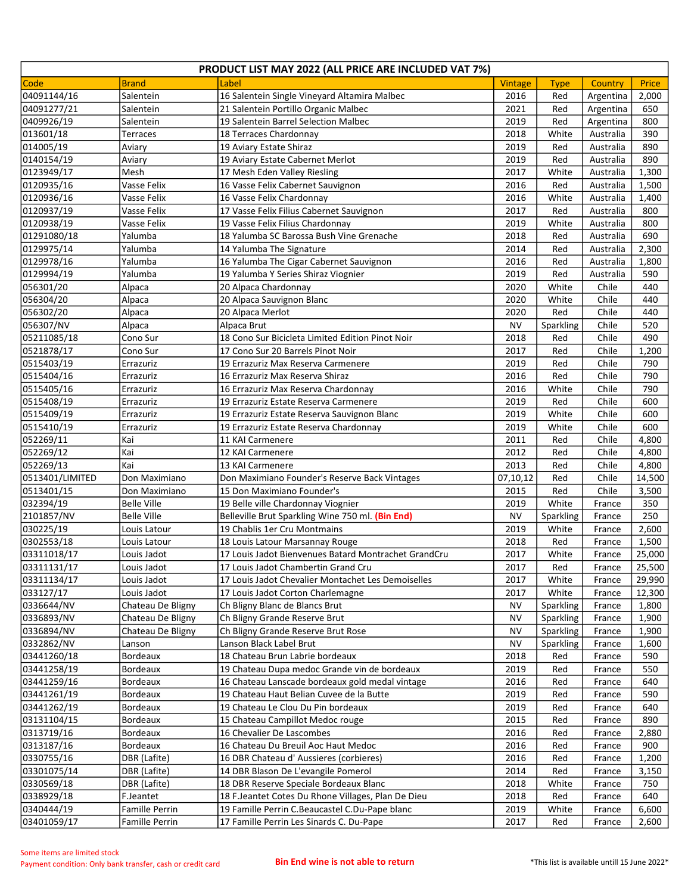| PRODUCT LIST MAY 2022 (ALL PRICE ARE INCLUDED VAT 7%) | | | | | | |
|---|---|---|---|---|---|---|
| Code | Brand | Label | Vintage | Type | Country | Price |
| 04091144/16 | Salentein | 16 Salentein Single Vineyard Altamira Malbec | 2016 | Red | Argentina | 2,000 |
| 04091277/21 | Salentein | 21 Salentein Portillo Organic Malbec | 2021 | Red | Argentina | 650 |
| 0409926/19 | Salentein | 19 Salentein Barrel Selection Malbec | 2019 | Red | Argentina | 800 |
| 013601/18 | Terraces | 18 Terraces Chardonnay | 2018 | White | Australia | 390 |
| 014005/19 | Aviary | 19 Aviary Estate Shiraz | 2019 | Red | Australia | 890 |
| 0140154/19 | Aviary | 19 Aviary Estate Cabernet Merlot | 2019 | Red | Australia | 890 |
| 0123949/17 | Mesh | 17 Mesh Eden Valley Riesling | 2017 | White | Australia | 1,300 |
| 0120935/16 | Vasse Felix | 16 Vasse Felix Cabernet Sauvignon | 2016 | Red | Australia | 1,500 |
| 0120936/16 | Vasse Felix | 16 Vasse Felix Chardonnay | 2016 | White | Australia | 1,400 |
| 0120937/19 | Vasse Felix | 17 Vasse Felix Filius Cabernet Sauvignon | 2017 | Red | Australia | 800 |
| 0120938/19 | Vasse Felix | 19 Vasse Felix Filius Chardonnay | 2019 | White | Australia | 800 |
| 01291080/18 | Yalumba | 18 Yalumba SC Barossa Bush Vine Grenache | 2018 | Red | Australia | 690 |
| 0129975/14 | Yalumba | 14 Yalumba The Signature | 2014 | Red | Australia | 2,300 |
| 0129978/16 | Yalumba | 16 Yalumba The Cigar Cabernet Sauvignon | 2016 | Red | Australia | 1,800 |
| 0129994/19 | Yalumba | 19 Yalumba Y Series Shiraz Viognier | 2019 | Red | Australia | 590 |
| 056301/20 | Alpaca | 20 Alpaca Chardonnay | 2020 | White | Chile | 440 |
| 056304/20 | Alpaca | 20 Alpaca Sauvignon Blanc | 2020 | White | Chile | 440 |
| 056302/20 | Alpaca | 20 Alpaca Merlot | 2020 | Red | Chile | 440 |
| 056307/NV | Alpaca | Alpaca Brut | NV | Sparkling | Chile | 520 |
| 05211085/18 | Cono Sur | 18 Cono Sur Bicicleta Limited Edition Pinot Noir | 2018 | Red | Chile | 490 |
| 0521878/17 | Cono Sur | 17 Cono Sur 20 Barrels Pinot Noir | 2017 | Red | Chile | 1,200 |
| 0515403/19 | Errazuriz | 19 Errazuriz Max Reserva Carmenere | 2019 | Red | Chile | 790 |
| 0515404/16 | Errazuriz | 16 Errazuriz Max Reserva Shiraz | 2016 | Red | Chile | 790 |
| 0515405/16 | Errazuriz | 16 Errazuriz Max Reserva Chardonnay | 2016 | White | Chile | 790 |
| 0515408/19 | Errazuriz | 19 Errazuriz Estate Reserva Carmenere | 2019 | Red | Chile | 600 |
| 0515409/19 | Errazuriz | 19 Errazuriz Estate Reserva Sauvignon Blanc | 2019 | White | Chile | 600 |
| 0515410/19 | Errazuriz | 19 Errazuriz Estate Reserva Chardonnay | 2019 | White | Chile | 600 |
| 052269/11 | Kai | 11 KAI Carmenere | 2011 | Red | Chile | 4,800 |
| 052269/12 | Kai | 12 KAI Carmenere | 2012 | Red | Chile | 4,800 |
| 052269/13 | Kai | 13 KAI Carmenere | 2013 | Red | Chile | 4,800 |
| 0513401/LIMITED | Don Maximiano | Don Maximiano Founder's Reserve Back Vintages | 07,10,12 | Red | Chile | 14,500 |
| 0513401/15 | Don Maximiano | 15 Don Maximiano Founder's | 2015 | Red | Chile | 3,500 |
| 032394/19 | Belle Ville | 19 Belle ville Chardonnay Viognier | 2019 | White | France | 350 |
| 2101857/NV | Belle Ville | Belleville Brut Sparkling Wine 750 ml. **(Bin End)** | NV | Sparkling | France | 250 |
| 030225/19 | Louis Latour | 19 Chablis 1er Cru Montmains | 2019 | White | France | 2,600 |
| 0302553/18 | Louis Latour | 18 Louis Latour Marsannay Rouge | 2018 | Red | France | 1,500 |
| 03311018/17 | Louis Jadot | 17 Louis Jadot Bienvenues Batard Montrachet GrandCru | 2017 | White | France | 25,000 |
| 03311131/17 | Louis Jadot | 17 Louis Jadot Chambertin Grand Cru | 2017 | Red | France | 25,500 |
| 03311134/17 | Louis Jadot | 17 Louis Jadot Chevalier Montachet Les Demoiselles | 2017 | White | France | 29,990 |
| 033127/17 | Louis Jadot | 17 Louis Jadot Corton Charlemagne | 2017 | White | France | 12,300 |
| 0336644/NV | Chateau De Bligny | Ch Bligny Blanc de Blancs Brut | NV | Sparkling | France | 1,800 |
| 0336893/NV | Chateau De Bligny | Ch Bligny Grande Reserve Brut | NV | Sparkling | France | 1,900 |
| 0336894/NV | Chateau De Bligny | Ch Bligny Grande Reserve Brut Rose | NV | Sparkling | France | 1,900 |
| 0332862/NV | Lanson | Lanson Black Label Brut | NV | Sparkling | France | 1,600 |
| 03441260/18 | Bordeaux | 18 Chateau Brun Labrie bordeaux | 2018 | Red | France | 590 |
| 03441258/19 | Bordeaux | 19 Chateau Dupa medoc Grande vin de bordeaux | 2019 | Red | France | 550 |
| 03441259/16 | Bordeaux | 16 Chateau Lanscade bordeaux gold medal vintage | 2016 | Red | France | 640 |
| 03441261/19 | Bordeaux | 19 Chateau Haut Belian Cuvee de la Butte | 2019 | Red | France | 590 |
| 03441262/19 | Bordeaux | 19 Chateau Le Clou Du Pin bordeaux | 2019 | Red | France | 640 |
| 03131104/15 | Bordeaux | 15 Chateau Campillot Medoc rouge | 2015 | Red | France | 890 |
| 0313719/16 | Bordeaux | 16 Chevalier De Lascombes | 2016 | Red | France | 2,880 |
| 0313187/16 | Bordeaux | 16 Chateau Du Breuil Aoc Haut Medoc | 2016 | Red | France | 900 |
| 0330755/16 | DBR (Lafite) | 16 DBR Chateau d' Aussieres (corbieres) | 2016 | Red | France | 1,200 |
| 03301075/14 | DBR (Lafite) | 14 DBR Blason De L'evangile Pomerol | 2014 | Red | France | 3,150 |
| 0330569/18 | DBR (Lafite) | 18 DBR Reserve Speciale Bordeaux Blanc | 2018 | White | France | 750 |
| 0338929/18 | F.Jeantet | 18 F.Jeantet Cotes Du Rhone Villages, Plan De Dieu | 2018 | Red | France | 640 |
| 0340444/19 | Famille Perrin | 19 Famille Perrin C.Beaucastel C.Du-Pape blanc | 2019 | White | France | 6,600 |
| 03401059/17 | Famille Perrin | 17 Famille Perrin Les Sinards C. Du-Pape | 2017 | Red | France | 2,600 |

Some items are limited stock

Payment condition: Only bank transfer, cash or credit card

**Bin End wine is not able to return**

*This list is available untill 15 June 2022*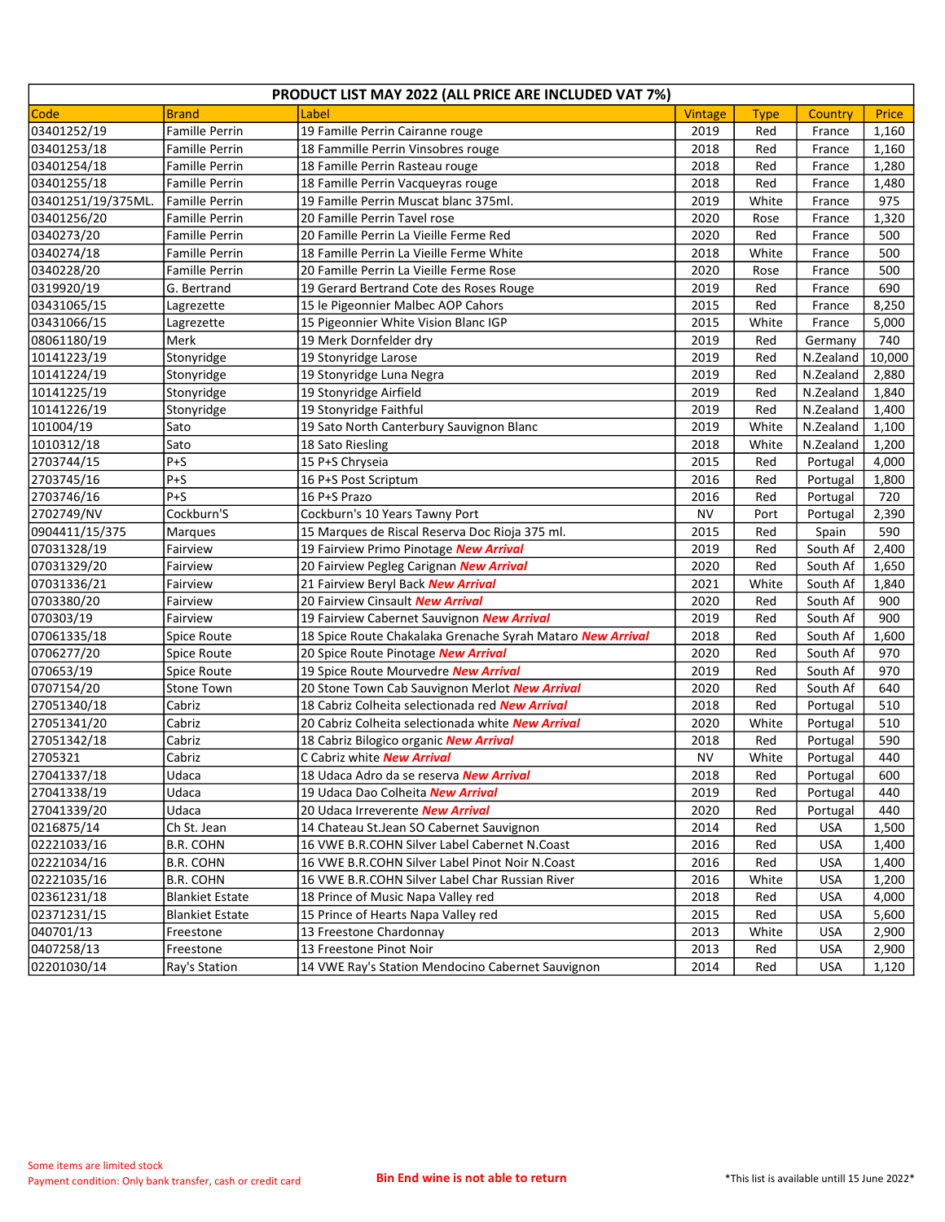| PRODUCT LIST MAY 2022 (ALL PRICE ARE INCLUDED VAT 7%) | | | | | | |
|---|---|---|---|---|---|---|
| Code | Brand | Label | Vintage | Type | Country | Price |
| 03401252/19 | Famille Perrin | 19 Famille Perrin Cairanne rouge | 2019 | Red | France | 1,160 |
| 03401253/18 | Famille Perrin | 18 Fammille Perrin Vinsobres rouge | 2018 | Red | France | 1,160 |
| 03401254/18 | Famille Perrin | 18 Famille Perrin Rasteau rouge | 2018 | Red | France | 1,280 |
| 03401255/18 | Famille Perrin | 18 Famille Perrin Vacqueyras rouge | 2018 | Red | France | 1,480 |
| 03401251/19/375ML. | Famille Perrin | 19 Famille Perrin Muscat blanc 375ml. | 2019 | White | France | 975 |
| 03401256/20 | Famille Perrin | 20 Famille Perrin Tavel rose | 2020 | Rose | France | 1,320 |
| 0340273/20 | Famille Perrin | 20 Famille Perrin La Vieille Ferme Red | 2020 | Red | France | 500 |
| 0340274/18 | Famille Perrin | 18 Famille Perrin La Vieille Ferme White | 2018 | White | France | 500 |
| 0340228/20 | Famille Perrin | 20 Famille Perrin La Vieille Ferme Rose | 2020 | Rose | France | 500 |
| 0319920/19 | G. Bertrand | 19 Gerard Bertrand Cote des Roses Rouge | 2019 | Red | France | 690 |
| 03431065/15 | Lagrezette | 15 le Pigeonnier Malbec AOP Cahors | 2015 | Red | France | 8,250 |
| 03431066/15 | Lagrezette | 15 Pigeonnier White Vision Blanc IGP | 2015 | White | France | 5,000 |
| 08061180/19 | Merk | 19 Merk Dornfelder dry | 2019 | Red | Germany | 740 |
| 10141223/19 | Stonyridge | 19 Stonyridge Larose | 2019 | Red | N.Zealand | 10,000 |
| 10141224/19 | Stonyridge | 19 Stonyridge Luna Negra | 2019 | Red | N.Zealand | 2,880 |
| 10141225/19 | Stonyridge | 19 Stonyridge Airfield | 2019 | Red | N.Zealand | 1,840 |
| 10141226/19 | Stonyridge | 19 Stonyridge Faithful | 2019 | Red | N.Zealand | 1,400 |
| 101004/19 | Sato | 19 Sato North Canterbury Sauvignon Blanc | 2019 | White | N.Zealand | 1,100 |
| 1010312/18 | Sato | 18 Sato Riesling | 2018 | White | N.Zealand | 1,200 |
| 2703744/15 | P+S | 15 P+S Chryseia | 2015 | Red | Portugal | 4,000 |
| 2703745/16 | P+S | 16 P+S Post Scriptum | 2016 | Red | Portugal | 1,800 |
| 2703746/16 | P+S | 16 P+S Prazo | 2016 | Red | Portugal | 720 |
| 2702749/NV | Cockburn'S | Cockburn's 10 Years Tawny Port | NV | Port | Portugal | 2,390 |
| 0904411/15/375 | Marques | 15 Marques de Riscal Reserva Doc Rioja 375 ml. | 2015 | Red | Spain | 590 |
| 07031328/19 | Fairview | 19 Fairview Primo Pinotage ***New Arrival*** | 2019 | Red | South Af | 2,400 |
| 07031329/20 | Fairview | 20 Fairview Pegleg Carignan ***New Arrival*** | 2020 | Red | South Af | 1,650 |
| 07031336/21 | Fairview | 21 Fairview Beryl Back ***New Arrival*** | 2021 | White | South Af | 1,840 |
| 0703380/20 | Fairview | 20 Fairview Cinsault ***New Arrival*** | 2020 | Red | South Af | 900 |
| 070303/19 | Fairview | 19 Fairview Cabernet Sauvignon ***New Arrival*** | 2019 | Red | South Af | 900 |
| 07061335/18 | Spice Route | 18 Spice Route Chakalaka Grenache Syrah Mataro ***New Arrival*** | 2018 | Red | South Af | 1,600 |
| 0706277/20 | Spice Route | 20 Spice Route Pinotage ***New Arrival*** | 2020 | Red | South Af | 970 |
| 070653/19 | Spice Route | 19 Spice Route Mourvedre ***New Arrival*** | 2019 | Red | South Af | 970 |
| 0707154/20 | Stone Town | 20 Stone Town Cab Sauvignon Merlot ***New Arrival*** | 2020 | Red | South Af | 640 |
| 27051340/18 | Cabriz | 18 Cabriz Colheita selectionada red ***New Arrival*** | 2018 | Red | Portugal | 510 |
| 27051341/20 | Cabriz | 20 Cabriz Colheita selectionada white ***New Arrival*** | 2020 | White | Portugal | 510 |
| 27051342/18 | Cabriz | 18 Cabriz Bilogico organic ***New Arrival*** | 2018 | Red | Portugal | 590 |
| 2705321 | Cabriz | C Cabriz white ***New Arrival*** | NV | White | Portugal | 440 |
| 27041337/18 | Udaca | 18 Udaca Adro da se reserva ***New Arrival*** | 2018 | Red | Portugal | 600 |
| 27041338/19 | Udaca | 19 Udaca Dao Colheita ***New Arrival*** | 2019 | Red | Portugal | 440 |
| 27041339/20 | Udaca | 20 Udaca Irreverente ***New Arrival*** | 2020 | Red | Portugal | 440 |
| 0216875/14 | Ch St. Jean | 14 Chateau St.Jean SO Cabernet Sauvignon | 2014 | Red | USA | 1,500 |
| 02221033/16 | B.R. COHN | 16 VWE B.R.COHN Silver Label Cabernet N.Coast | 2016 | Red | USA | 1,400 |
| 02221034/16 | B.R. COHN | 16 VWE B.R.COHN Silver Label Pinot Noir N.Coast | 2016 | Red | USA | 1,400 |
| 02221035/16 | B.R. COHN | 16 VWE B.R.COHN Silver Label Char Russian River | 2016 | White | USA | 1,200 |
| 02361231/18 | Blankiet Estate | 18 Prince of Music Napa Valley red | 2018 | Red | USA | 4,000 |
| 02371231/15 | Blankiet Estate | 15 Prince of Hearts Napa Valley red | 2015 | Red | USA | 5,600 |
| 040701/13 | Freestone | 13 Freestone Chardonnay | 2013 | White | USA | 2,900 |
| 0407258/13 | Freestone | 13 Freestone Pinot Noir | 2013 | Red | USA | 2,900 |
| 02201030/14 | Ray's Station | 14 VWE Ray's Station Mendocino Cabernet Sauvignon | 2014 | Red | USA | 1,120 |

Some items are limited stock

Payment condition: Only bank transfer, cash or credit card

**Bin End wine is not able to return**

*This list is available untill 15 June 2022*